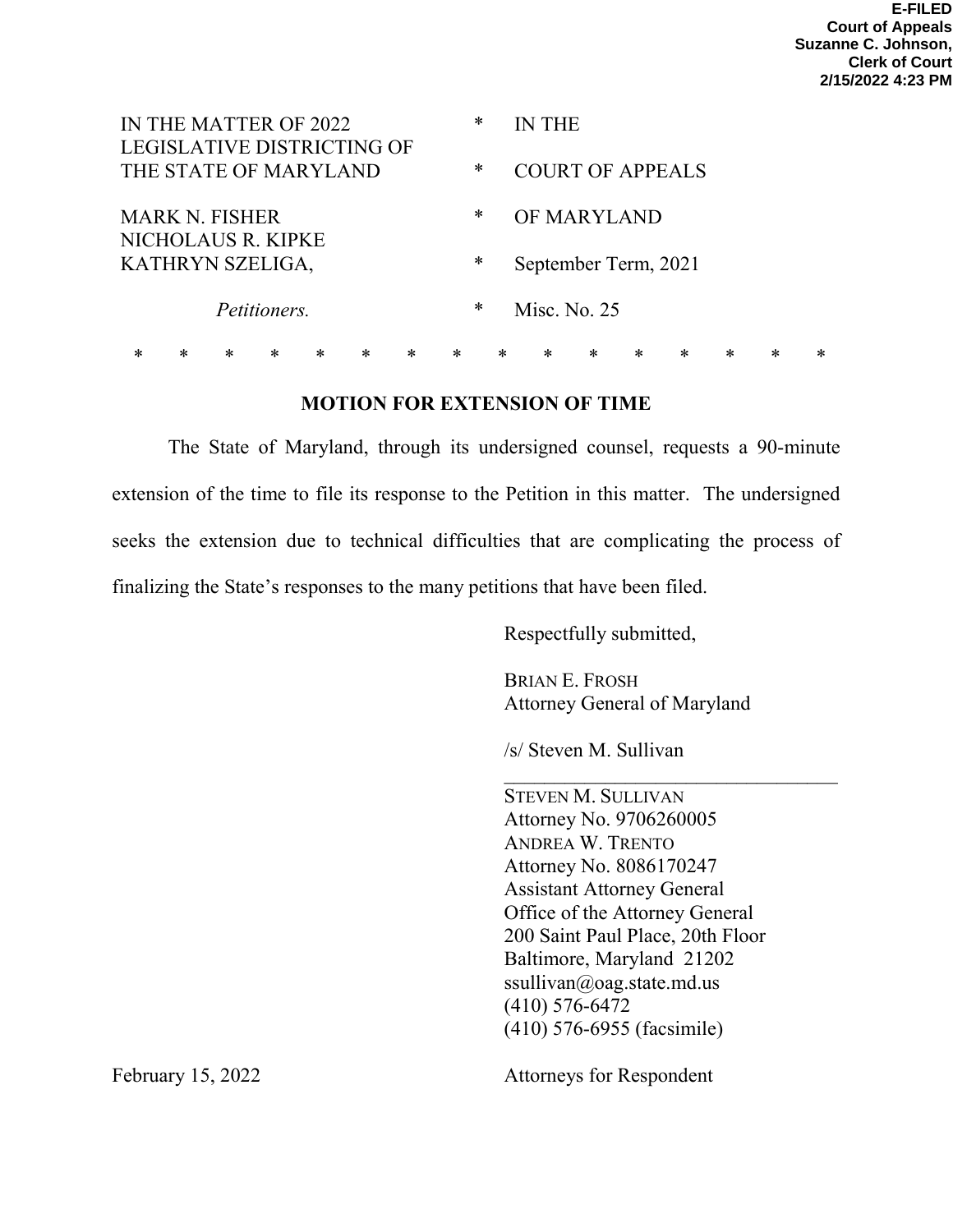E-FILED
Court of Appeals
Suzanne C. Johnson,
Clerk of Court
2/15/2022 4:23 PM

| | | |
|---|---|---|
| IN THE MATTER OF 2022 LEGISLATIVE DISTRICTING OF THE STATE OF MARYLAND | * | IN THE |
| | * | COURT OF APPEALS |
| MARK N. FISHER | * | OF MARYLAND |
| NICHOLAUS R. KIPKE KATHRYN SZELIGA, | * | September Term, 2021 |
| *Petitioners.* | * | Misc. No. 25 |

\* \* \* \* \* \* \* \* \* \* \* \* \* \* \* \*

**MOTION FOR EXTENSION OF TIME**

The State of Maryland, through its undersigned counsel, requests a 90-minute extension of the time to file its response to the Petition in this matter. The undersigned seeks the extension due to technical difficulties that are complicating the process of finalizing the State's responses to the many petitions that have been filed.

Respectfully submitted,

BRIAN E. FROSH
Attorney General of Maryland

/s/ Steven M. Sullivan
___________________________________
STEVEN M. SULLIVAN
Attorney No. 9706260005
ANDREA W. TRENTO
Attorney No. 8086170247
Assistant Attorney General
Office of the Attorney General
200 Saint Paul Place, 20th Floor
Baltimore, Maryland 21202
ssullivan@oag.state.md.us
(410) 576-6472
(410) 576-6955 (facsimile)

February 15, 2022

Attorneys for Respondent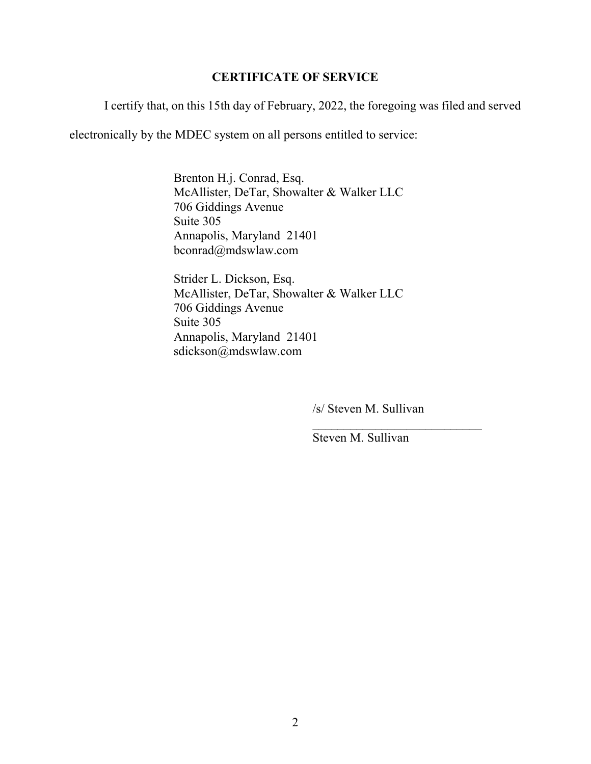## CERTIFICATE OF SERVICE

I certify that, on this 15th day of February, 2022, the foregoing was filed and served electronically by the MDEC system on all persons entitled to service:

Brenton H.j. Conrad, Esq.
McAllister, DeTar, Showalter & Walker LLC
706 Giddings Avenue
Suite 305
Annapolis, Maryland 21401
bconrad@mdswlaw.com

Strider L. Dickson, Esq.
McAllister, DeTar, Showalter & Walker LLC
706 Giddings Avenue
Suite 305
Annapolis, Maryland 21401
sdickson@mdswlaw.com

/s/ Steven M. Sullivan
____________________________
Steven M. Sullivan